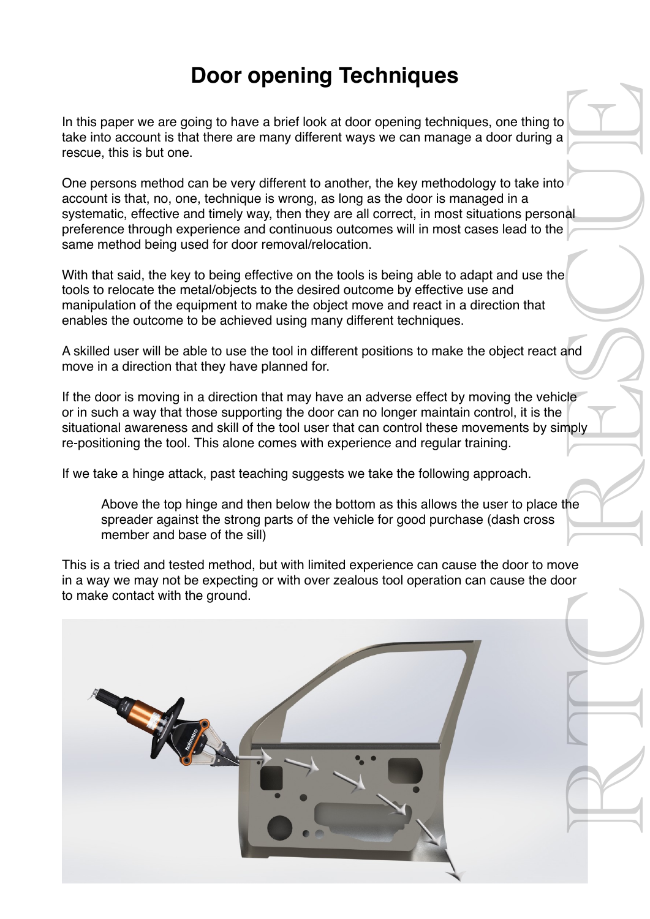# Door opening Techniques

In this paper we are going to have a brief look at door opening techniques, one thing to take into account is that there are many different ways we can manage a door during a rescue, this is but one.

One persons method can be very different to another, the key methodology to take into account is that, no, one, technique is wrong, as long as the door is managed in a systematic, effective and timely way, then they are all correct, in most situations personal preference through experience and continuous outcomes will in most cases lead to the same method being used for door removal/relocation.

With that said, the key to being effective on the tools is being able to adapt and use the tools to relocate the metal/objects to the desired outcome by effective use and manipulation of the equipment to make the object move and react in a direction that enables the outcome to be achieved using many different techniques.

A skilled user will be able to use the tool in different positions to make the object react and move in a direction that they have planned for.

If the door is moving in a direction that may have an adverse effect by moving the vehicle or in such a way that those supporting the door can no longer maintain control, it is the situational awareness and skill of the tool user that can control these movements by simply re-positioning the tool. This alone comes with experience and regular training.

If we take a hinge attack, past teaching suggests we take the following approach.

> Above the top hinge and then below the bottom as this allows the user to place the spreader against the strong parts of the vehicle for good purchase (dash cross member and base of the sill)

This is a tried and tested method, but with limited experience can cause the door to move in a way we may not be expecting or with over zealous tool operation can cause the door to make contact with the ground.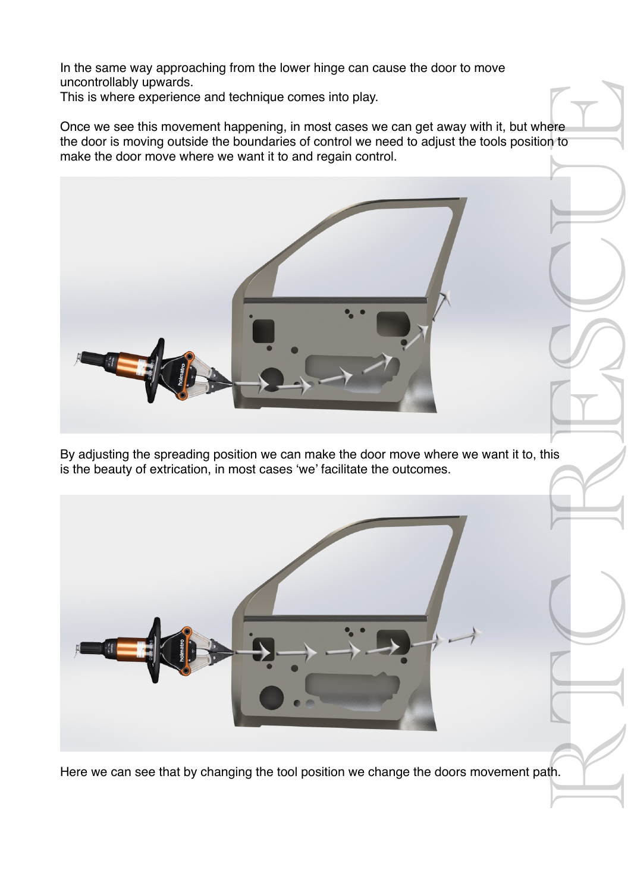In the same way approaching from the lower hinge can cause the door to move uncontrollably upwards.
This is where experience and technique comes into play.

Once we see this movement happening, in most cases we can get away with it, but where the door is moving outside the boundaries of control we need to adjust the tools position to make the door move where we want it to and regain control.

By adjusting the spreading position we can make the door move where we want it to, this is the beauty of extrication, in most cases 'we' facilitate the outcomes.

Here we can see that by changing the tool position we change the doors movement path.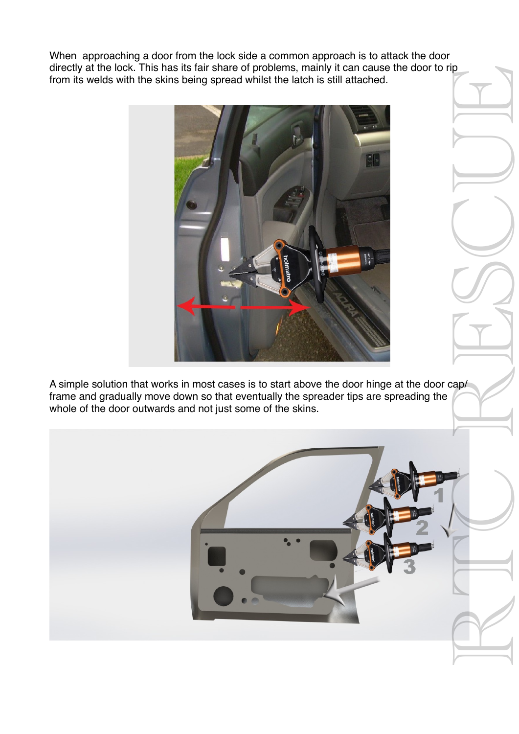When approaching a door from the lock side a common approach is to attack the door directly at the lock. This has its fair share of problems, mainly it can cause the door to rip from its welds with the skins being spread whilst the latch is still attached.

A simple solution that works in most cases is to start above the door hinge at the door cap/frame and gradually move down so that eventually the spreader tips are spreading the whole of the door outwards and not just some of the skins.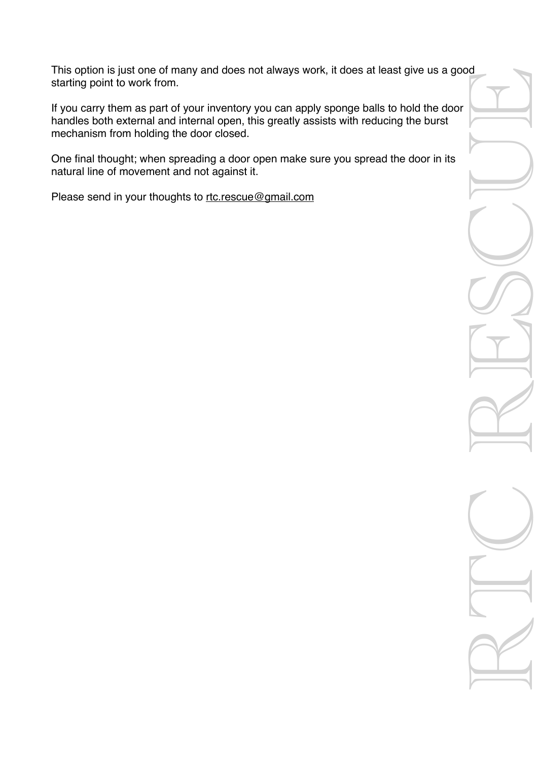This option is just one of many and does not always work, it does at least give us a good starting point to work from.

If you carry them as part of your inventory you can apply sponge balls to hold the door handles both external and internal open, this greatly assists with reducing the burst mechanism from holding the door closed.

One final thought; when spreading a door open make sure you spread the door in its natural line of movement and not against it.

Please send in your thoughts to rtc.rescue@gmail.com